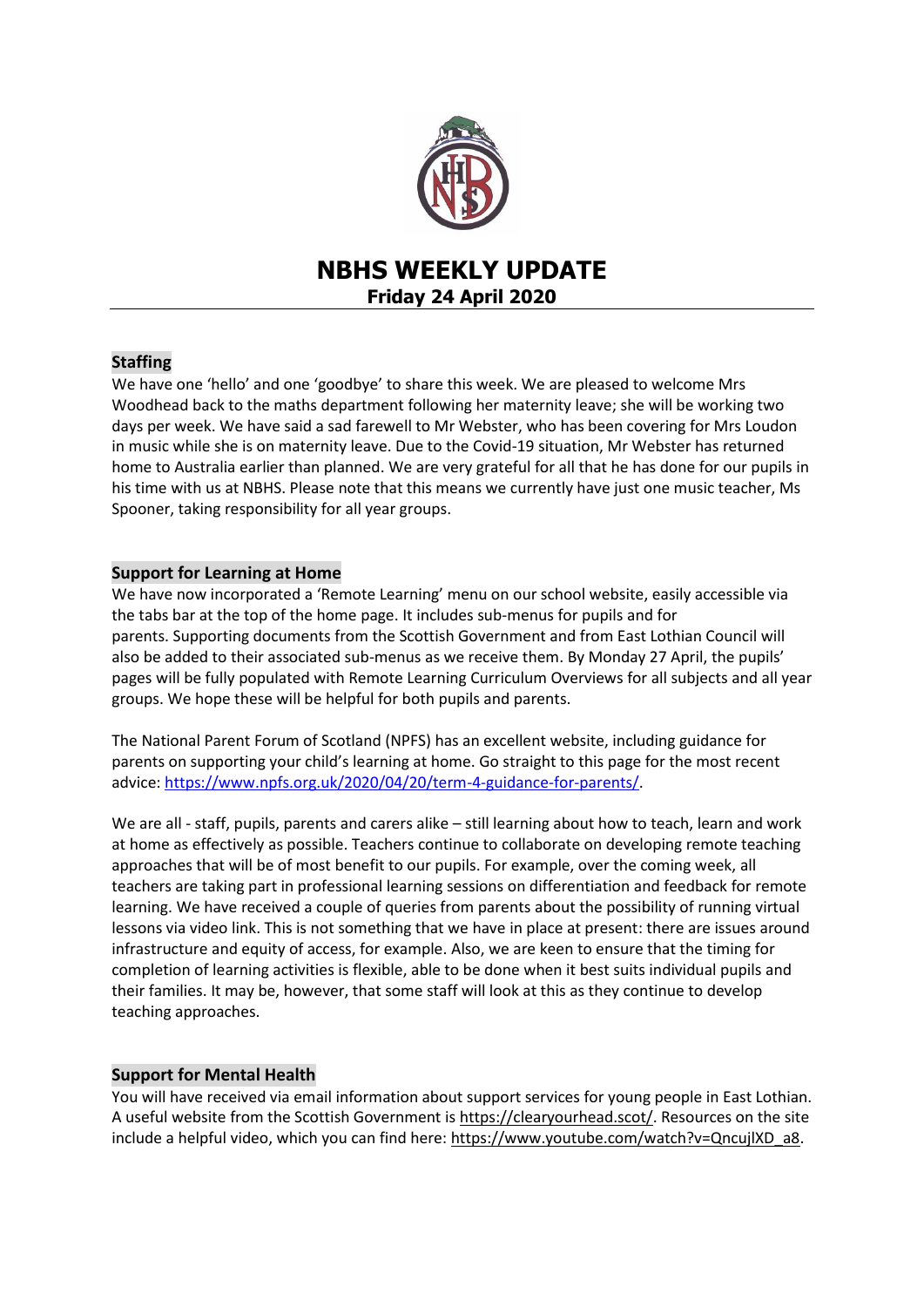# NBHS WEEKLY UPDATE

**Friday 24 April 2020**

## Staffing

We have one 'hello' and one 'goodbye' to share this week. We are pleased to welcome Mrs Woodhead back to the maths department following her maternity leave; she will be working two days per week. We have said a sad farewell to Mr Webster, who has been covering for Mrs Loudon in music while she is on maternity leave. Due to the Covid-19 situation, Mr Webster has returned home to Australia earlier than planned. We are very grateful for all that he has done for our pupils in his time with us at NBHS. Please note that this means we currently have just one music teacher, Ms Spooner, taking responsibility for all year groups.

## Support for Learning at Home

We have now incorporated a 'Remote Learning' menu on our school website, easily accessible via the tabs bar at the top of the home page. It includes sub-menus for pupils and for parents. Supporting documents from the Scottish Government and from East Lothian Council will also be added to their associated sub-menus as we receive them. By Monday 27 April, the pupils' pages will be fully populated with Remote Learning Curriculum Overviews for all subjects and all year groups. We hope these will be helpful for both pupils and parents.

The National Parent Forum of Scotland (NPFS) has an excellent website, including guidance for parents on supporting your child's learning at home. Go straight to this page for the most recent advice: https://www.npfs.org.uk/2020/04/20/term-4-guidance-for-parents/.

We are all - staff, pupils, parents and carers alike – still learning about how to teach, learn and work at home as effectively as possible. Teachers continue to collaborate on developing remote teaching approaches that will be of most benefit to our pupils. For example, over the coming week, all teachers are taking part in professional learning sessions on differentiation and feedback for remote learning. We have received a couple of queries from parents about the possibility of running virtual lessons via video link. This is not something that we have in place at present: there are issues around infrastructure and equity of access, for example. Also, we are keen to ensure that the timing for completion of learning activities is flexible, able to be done when it best suits individual pupils and their families. It may be, however, that some staff will look at this as they continue to develop teaching approaches.

## Support for Mental Health

You will have received via email information about support services for young people in East Lothian. A useful website from the Scottish Government is https://clearyourhead.scot/. Resources on the site include a helpful video, which you can find here: https://www.youtube.com/watch?v=QncujlXD_a8.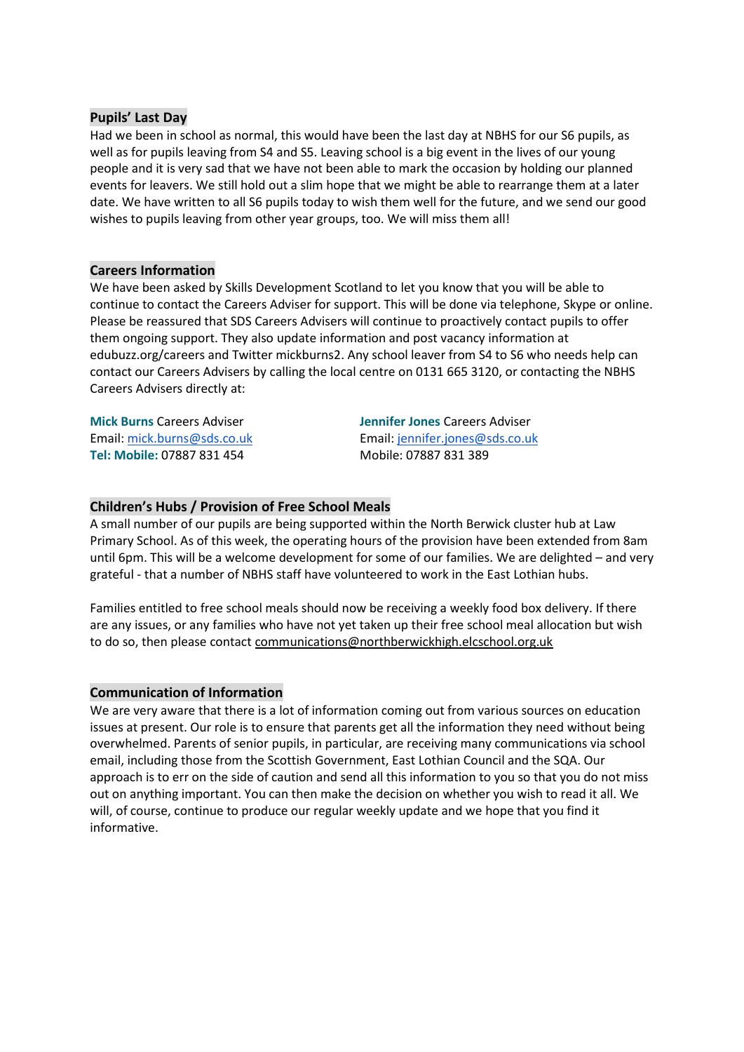## Pupils' Last Day

Had we been in school as normal, this would have been the last day at NBHS for our S6 pupils, as well as for pupils leaving from S4 and S5. Leaving school is a big event in the lives of our young people and it is very sad that we have not been able to mark the occasion by holding our planned events for leavers. We still hold out a slim hope that we might be able to rearrange them at a later date. We have written to all S6 pupils today to wish them well for the future, and we send our good wishes to pupils leaving from other year groups, too. We will miss them all!

## Careers Information

We have been asked by Skills Development Scotland to let you know that you will be able to continue to contact the Careers Adviser for support. This will be done via telephone, Skype or online. Please be reassured that SDS Careers Advisers will continue to proactively contact pupils to offer them ongoing support. They also update information and post vacancy information at edubuzz.org/careers and Twitter mickburns2. Any school leaver from S4 to S6 who needs help can contact our Careers Advisers by calling the local centre on 0131 665 3120, or contacting the NBHS Careers Advisers directly at:

**Mick Burns** Careers Adviser
Email: mick.burns@sds.co.uk
**Tel: Mobile:** 07887 831 454

**Jennifer Jones** Careers Adviser
Email: jennifer.jones@sds.co.uk
Mobile: 07887 831 389

## Children's Hubs / Provision of Free School Meals

A small number of our pupils are being supported within the North Berwick cluster hub at Law Primary School. As of this week, the operating hours of the provision have been extended from 8am until 6pm. This will be a welcome development for some of our families. We are delighted – and very grateful - that a number of NBHS staff have volunteered to work in the East Lothian hubs.

Families entitled to free school meals should now be receiving a weekly food box delivery. If there are any issues, or any families who have not yet taken up their free school meal allocation but wish to do so, then please contact communications@northberwickhigh.elcschool.org.uk

## Communication of Information

We are very aware that there is a lot of information coming out from various sources on education issues at present. Our role is to ensure that parents get all the information they need without being overwhelmed. Parents of senior pupils, in particular, are receiving many communications via school email, including those from the Scottish Government, East Lothian Council and the SQA. Our approach is to err on the side of caution and send all this information to you so that you do not miss out on anything important. You can then make the decision on whether you wish to read it all. We will, of course, continue to produce our regular weekly update and we hope that you find it informative.